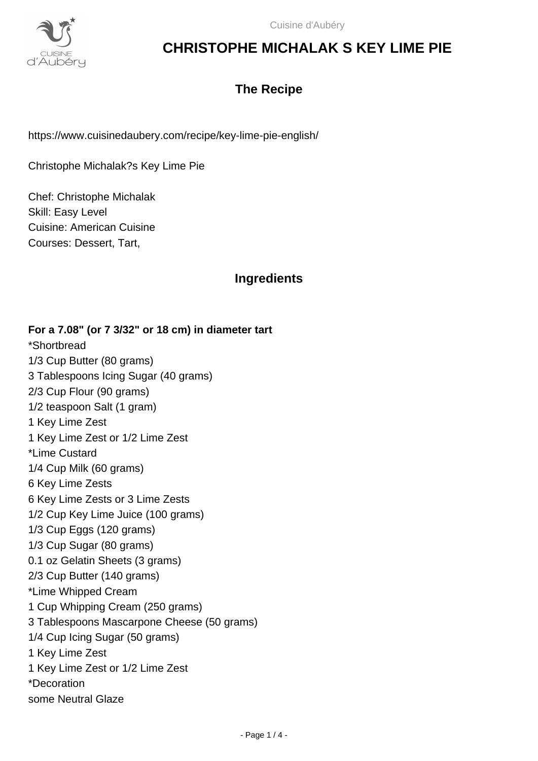# CHRISTOPHE MICHALAK S KEY LIME PIE

## The Recipe

https://www.cuisinedaubery.com/recipe/key-lime-pie-english/

Christophe Michalak?s Key Lime Pie

Chef: Christophe Michalak
Skill: Easy Level
Cuisine: American Cuisine
Courses: Dessert, Tart,

## Ingredients

**For a 7.08" (or 7 3/32" or 18 cm) in diameter tart**

*Shortbread
1/3 Cup Butter (80 grams)
3 Tablespoons Icing Sugar (40 grams)
2/3 Cup Flour (90 grams)
1/2 teaspoon Salt (1 gram)
1 Key Lime Zest
1 Key Lime Zest or 1/2 Lime Zest
*Lime Custard
1/4 Cup Milk (60 grams)
6 Key Lime Zests
6 Key Lime Zests or 3 Lime Zests
1/2 Cup Key Lime Juice (100 grams)
1/3 Cup Eggs (120 grams)
1/3 Cup Sugar (80 grams)
0.1 oz Gelatin Sheets (3 grams)
2/3 Cup Butter (140 grams)
*Lime Whipped Cream
1 Cup Whipping Cream (250 grams)
3 Tablespoons Mascarpone Cheese (50 grams)
1/4 Cup Icing Sugar (50 grams)
1 Key Lime Zest
1 Key Lime Zest or 1/2 Lime Zest
*Decoration
some Neutral Glaze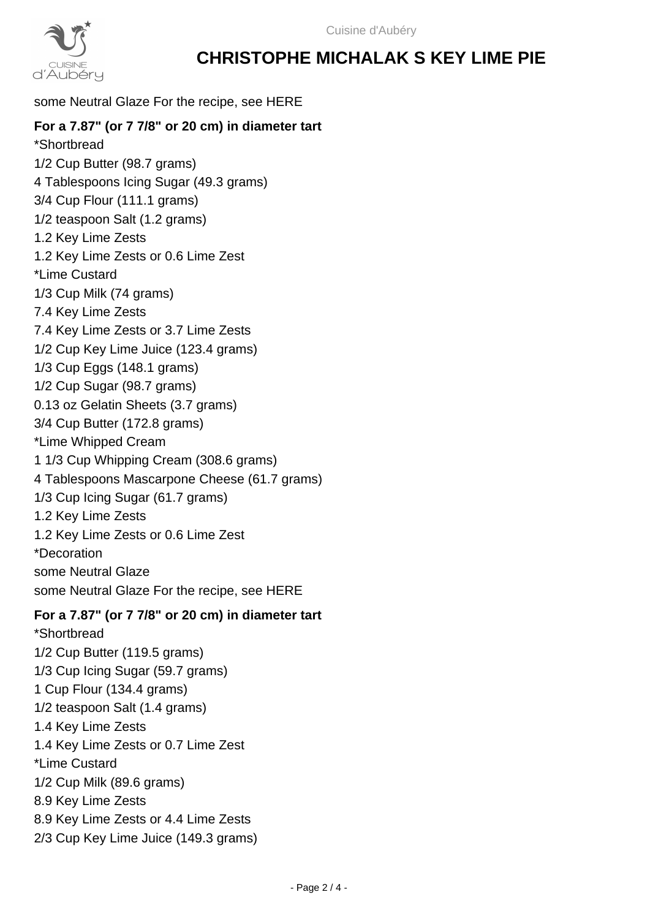some Neutral Glaze For the recipe, see HERE

**For a 7.87" (or 7 7/8" or 20 cm) in diameter tart**

*Shortbread
1/2 Cup Butter (98.7 grams)
4 Tablespoons Icing Sugar (49.3 grams)
3/4 Cup Flour (111.1 grams)
1/2 teaspoon Salt (1.2 grams)
1.2 Key Lime Zests
1.2 Key Lime Zests or 0.6 Lime Zest
*Lime Custard
1/3 Cup Milk (74 grams)
7.4 Key Lime Zests
7.4 Key Lime Zests or 3.7 Lime Zests
1/2 Cup Key Lime Juice (123.4 grams)
1/3 Cup Eggs (148.1 grams)
1/2 Cup Sugar (98.7 grams)
0.13 oz Gelatin Sheets (3.7 grams)
3/4 Cup Butter (172.8 grams)
*Lime Whipped Cream
1 1/3 Cup Whipping Cream (308.6 grams)
4 Tablespoons Mascarpone Cheese (61.7 grams)
1/3 Cup Icing Sugar (61.7 grams)
1.2 Key Lime Zests
1.2 Key Lime Zests or 0.6 Lime Zest
*Decoration
some Neutral Glaze
some Neutral Glaze For the recipe, see HERE

**For a 7.87" (or 7 7/8" or 20 cm) in diameter tart**

*Shortbread
1/2 Cup Butter (119.5 grams)
1/3 Cup Icing Sugar (59.7 grams)
1 Cup Flour (134.4 grams)
1/2 teaspoon Salt (1.4 grams)
1.4 Key Lime Zests
1.4 Key Lime Zests or 0.7 Lime Zest
*Lime Custard
1/2 Cup Milk (89.6 grams)
8.9 Key Lime Zests
8.9 Key Lime Zests or 4.4 Lime Zests
2/3 Cup Key Lime Juice (149.3 grams)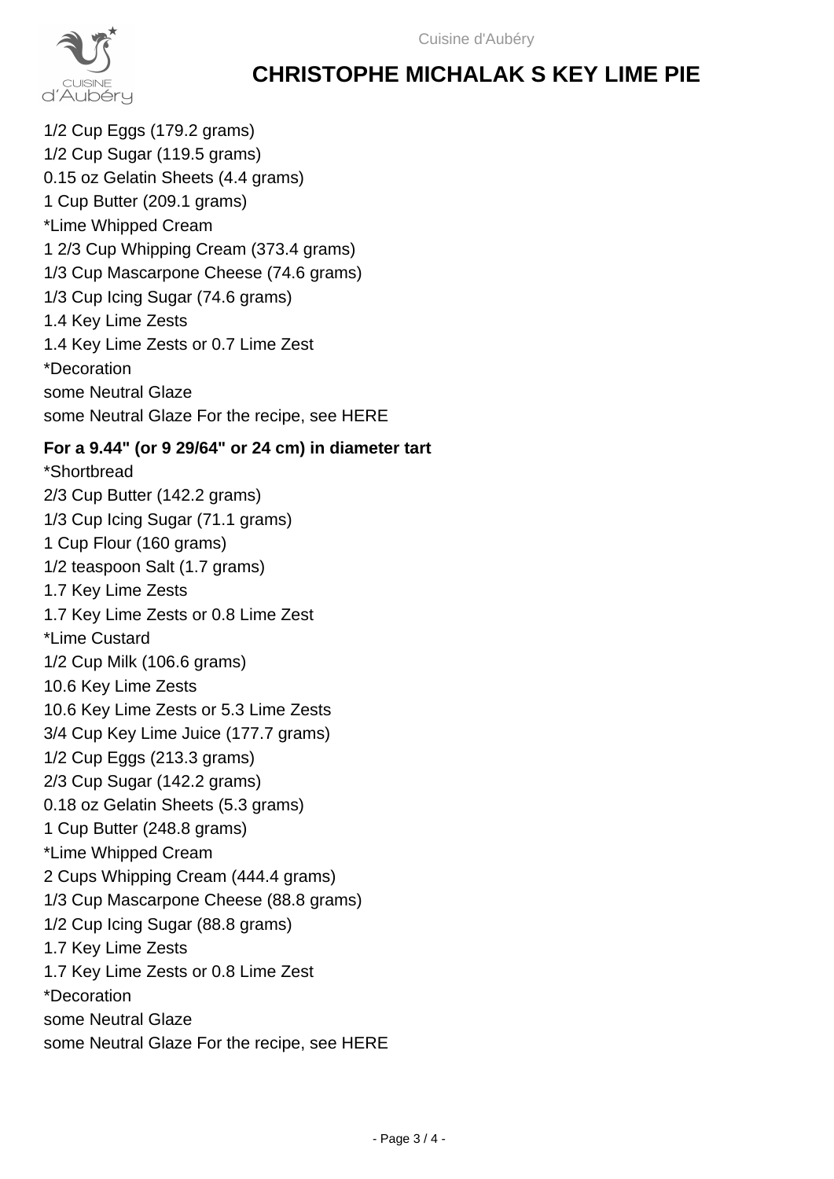# CHRISTOPHE MICHALAK S KEY LIME PIE

1/2 Cup Eggs (179.2 grams)
1/2 Cup Sugar (119.5 grams)
0.15 oz Gelatin Sheets (4.4 grams)
1 Cup Butter (209.1 grams)
*Lime Whipped Cream
1 2/3 Cup Whipping Cream (373.4 grams)
1/3 Cup Mascarpone Cheese (74.6 grams)
1/3 Cup Icing Sugar (74.6 grams)
1.4 Key Lime Zests
1.4 Key Lime Zests or 0.7 Lime Zest
*Decoration
some Neutral Glaze
some Neutral Glaze For the recipe, see HERE

**For a 9.44" (or 9 29/64" or 24 cm) in diameter tart**

*Shortbread
2/3 Cup Butter (142.2 grams)
1/3 Cup Icing Sugar (71.1 grams)
1 Cup Flour (160 grams)
1/2 teaspoon Salt (1.7 grams)
1.7 Key Lime Zests
1.7 Key Lime Zests or 0.8 Lime Zest
*Lime Custard
1/2 Cup Milk (106.6 grams)
10.6 Key Lime Zests
10.6 Key Lime Zests or 5.3 Lime Zests
3/4 Cup Key Lime Juice (177.7 grams)
1/2 Cup Eggs (213.3 grams)
2/3 Cup Sugar (142.2 grams)
0.18 oz Gelatin Sheets (5.3 grams)
1 Cup Butter (248.8 grams)
*Lime Whipped Cream
2 Cups Whipping Cream (444.4 grams)
1/3 Cup Mascarpone Cheese (88.8 grams)
1/2 Cup Icing Sugar (88.8 grams)
1.7 Key Lime Zests
1.7 Key Lime Zests or 0.8 Lime Zest
*Decoration
some Neutral Glaze
some Neutral Glaze For the recipe, see HERE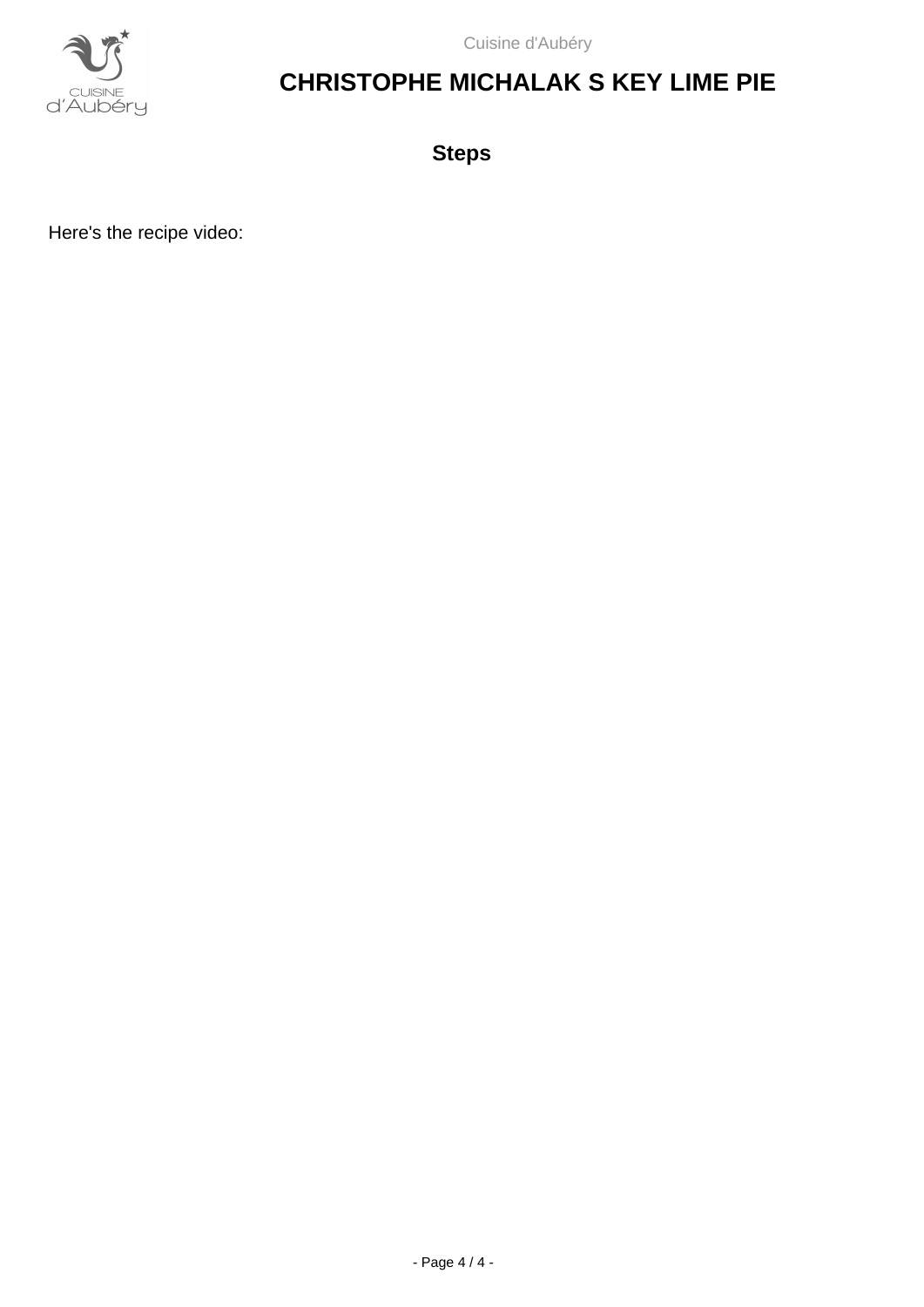# CHRISTOPHE MICHALAK S KEY LIME PIE

## Steps

Here's the recipe video: